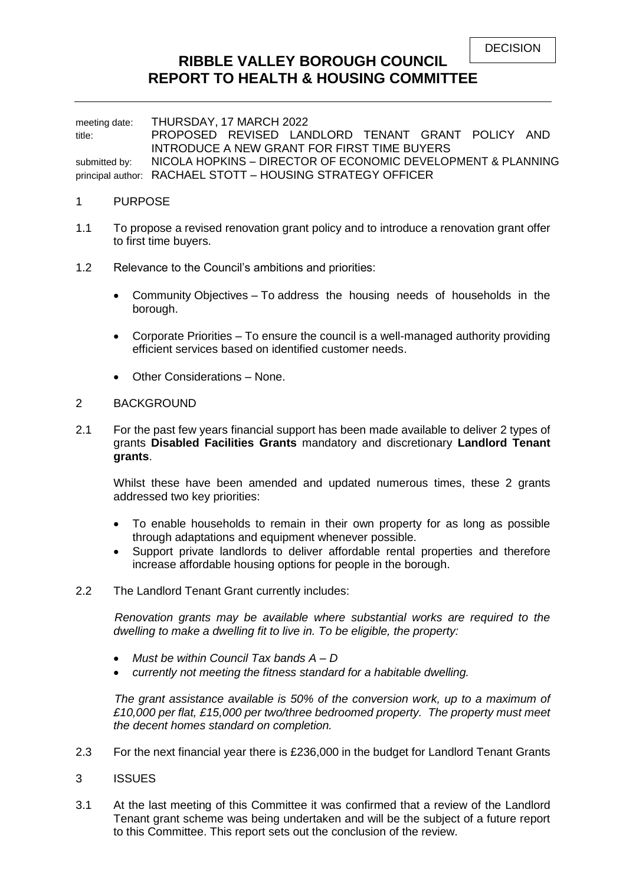DECISION

# RIBBLE VALLEY BOROUGH COUNCIL
# REPORT TO HEALTH & HOUSING COMMITTEE

meeting date: THURSDAY, 17 MARCH 2022
title: PROPOSED REVISED LANDLORD TENANT GRANT POLICY AND INTRODUCE A NEW GRANT FOR FIRST TIME BUYERS
submitted by: NICOLA HOPKINS – DIRECTOR OF ECONOMIC DEVELOPMENT & PLANNING
principal author: RACHAEL STOTT – HOUSING STRATEGY OFFICER

## 1 PURPOSE

1.1 To propose a revised renovation grant policy and to introduce a renovation grant offer to first time buyers.

1.2 Relevance to the Council's ambitions and priorities:

- Community Objectives – To address the housing needs of households in the borough.
- Corporate Priorities – To ensure the council is a well-managed authority providing efficient services based on identified customer needs.
- Other Considerations – None.

## 2 BACKGROUND

2.1 For the past few years financial support has been made available to deliver 2 types of grants **Disabled Facilities Grants** mandatory and discretionary **Landlord Tenant grants**.

Whilst these have been amended and updated numerous times, these 2 grants addressed two key priorities:

- To enable households to remain in their own property for as long as possible through adaptations and equipment whenever possible.
- Support private landlords to deliver affordable rental properties and therefore increase affordable housing options for people in the borough.

2.2 The Landlord Tenant Grant currently includes:

*Renovation grants may be available where substantial works are required to the dwelling to make a dwelling fit to live in. To be eligible, the property:*

- *Must be within Council Tax bands A – D*
- *currently not meeting the fitness standard for a habitable dwelling.*

*The grant assistance available is 50% of the conversion work, up to a maximum of £10,000 per flat, £15,000 per two/three bedroomed property. The property must meet the decent homes standard on completion.*

2.3 For the next financial year there is £236,000 in the budget for Landlord Tenant Grants

## 3 ISSUES

3.1 At the last meeting of this Committee it was confirmed that a review of the Landlord Tenant grant scheme was being undertaken and will be the subject of a future report to this Committee. This report sets out the conclusion of the review.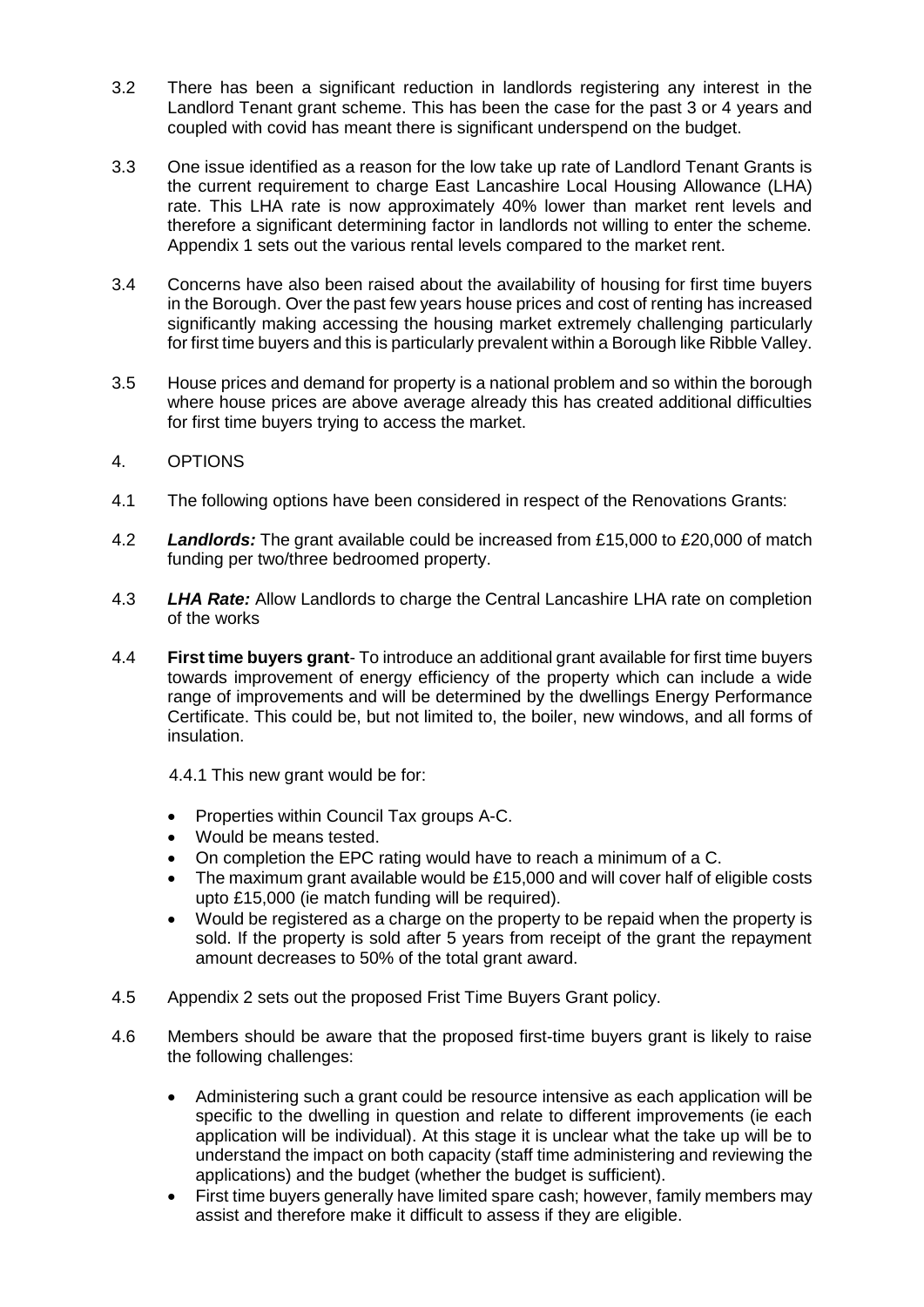3.2 There has been a significant reduction in landlords registering any interest in the Landlord Tenant grant scheme. This has been the case for the past 3 or 4 years and coupled with covid has meant there is significant underspend on the budget.

3.3 One issue identified as a reason for the low take up rate of Landlord Tenant Grants is the current requirement to charge East Lancashire Local Housing Allowance (LHA) rate. This LHA rate is now approximately 40% lower than market rent levels and therefore a significant determining factor in landlords not willing to enter the scheme. Appendix 1 sets out the various rental levels compared to the market rent.

3.4 Concerns have also been raised about the availability of housing for first time buyers in the Borough. Over the past few years house prices and cost of renting has increased significantly making accessing the housing market extremely challenging particularly for first time buyers and this is particularly prevalent within a Borough like Ribble Valley.

3.5 House prices and demand for property is a national problem and so within the borough where house prices are above average already this has created additional difficulties for first time buyers trying to access the market.

## 4. OPTIONS

4.1 The following options have been considered in respect of the Renovations Grants:

4.2 ***Landlords:*** The grant available could be increased from £15,000 to £20,000 of match funding per two/three bedroomed property.

4.3 ***LHA Rate:*** Allow Landlords to charge the Central Lancashire LHA rate on completion of the works

4.4 **First time buyers grant**- To introduce an additional grant available for first time buyers towards improvement of energy efficiency of the property which can include a wide range of improvements and will be determined by the dwellings Energy Performance Certificate. This could be, but not limited to, the boiler, new windows, and all forms of insulation.

4.4.1 This new grant would be for:

- Properties within Council Tax groups A-C.
- Would be means tested.
- On completion the EPC rating would have to reach a minimum of a C.
- The maximum grant available would be £15,000 and will cover half of eligible costs upto £15,000 (ie match funding will be required).
- Would be registered as a charge on the property to be repaid when the property is sold. If the property is sold after 5 years from receipt of the grant the repayment amount decreases to 50% of the total grant award.

4.5 Appendix 2 sets out the proposed Frist Time Buyers Grant policy.

4.6 Members should be aware that the proposed first-time buyers grant is likely to raise the following challenges:

- Administering such a grant could be resource intensive as each application will be specific to the dwelling in question and relate to different improvements (ie each application will be individual). At this stage it is unclear what the take up will be to understand the impact on both capacity (staff time administering and reviewing the applications) and the budget (whether the budget is sufficient).
- First time buyers generally have limited spare cash; however, family members may assist and therefore make it difficult to assess if they are eligible.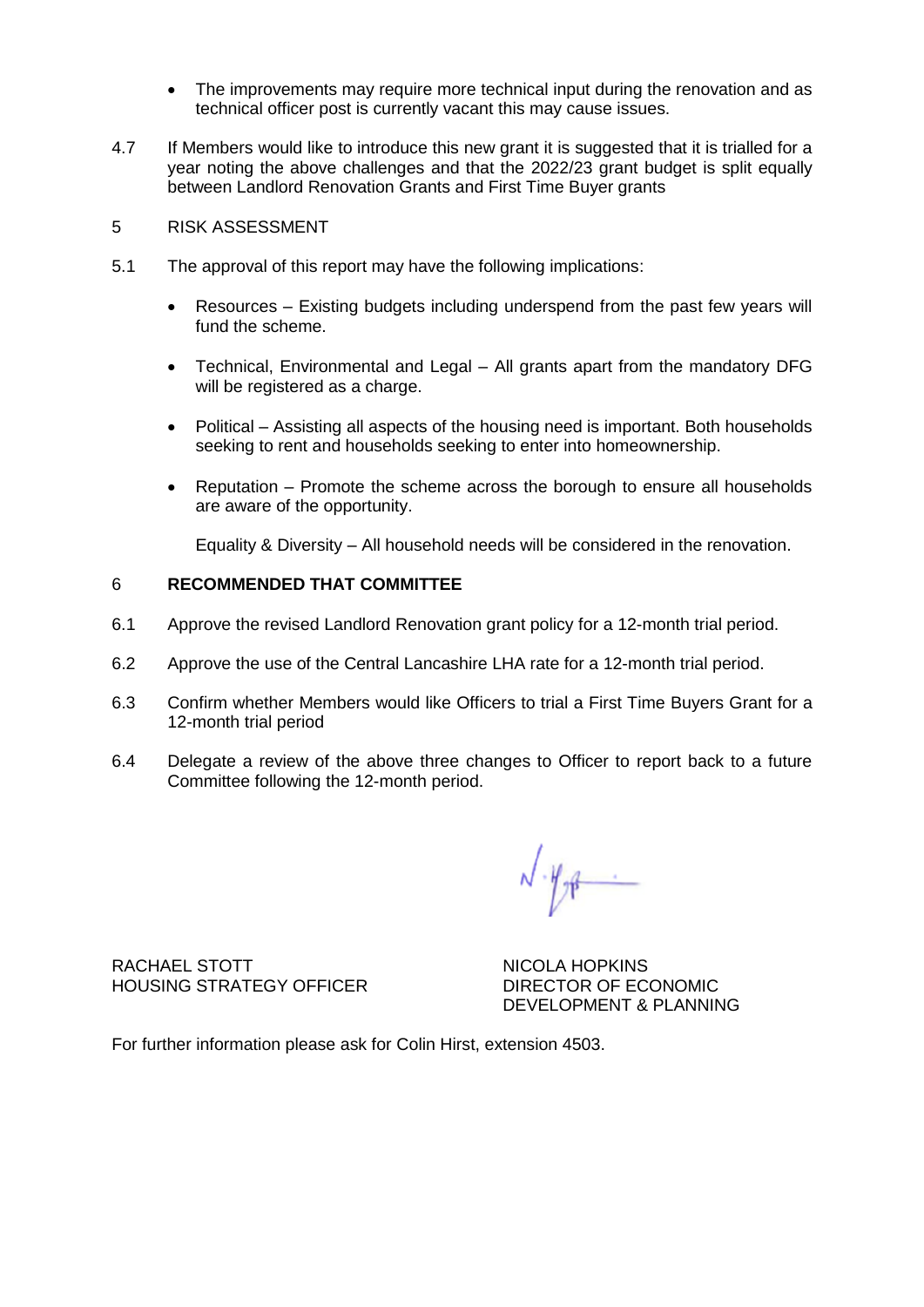- The improvements may require more technical input during the renovation and as technical officer post is currently vacant this may cause issues.

4.7 If Members would like to introduce this new grant it is suggested that it is trialled for a year noting the above challenges and that the 2022/23 grant budget is split equally between Landlord Renovation Grants and First Time Buyer grants

5 RISK ASSESSMENT

5.1 The approval of this report may have the following implications:

- Resources – Existing budgets including underspend from the past few years will fund the scheme.

- Technical, Environmental and Legal – All grants apart from the mandatory DFG will be registered as a charge.

- Political – Assisting all aspects of the housing need is important. Both households seeking to rent and households seeking to enter into homeownership.

- Reputation – Promote the scheme across the borough to ensure all households are aware of the opportunity.

  Equality & Diversity – All household needs will be considered in the renovation.

## 6 RECOMMENDED THAT COMMITTEE

6.1 Approve the revised Landlord Renovation grant policy for a 12-month trial period.

6.2 Approve the use of the Central Lancashire LHA rate for a 12-month trial period.

6.3 Confirm whether Members would like Officers to trial a First Time Buyers Grant for a 12-month trial period

6.4 Delegate a review of the above three changes to Officer to report back to a future Committee following the 12-month period.

RACHAEL STOTT
HOUSING STRATEGY OFFICER

NICOLA HOPKINS
DIRECTOR OF ECONOMIC DEVELOPMENT & PLANNING

For further information please ask for Colin Hirst, extension 4503.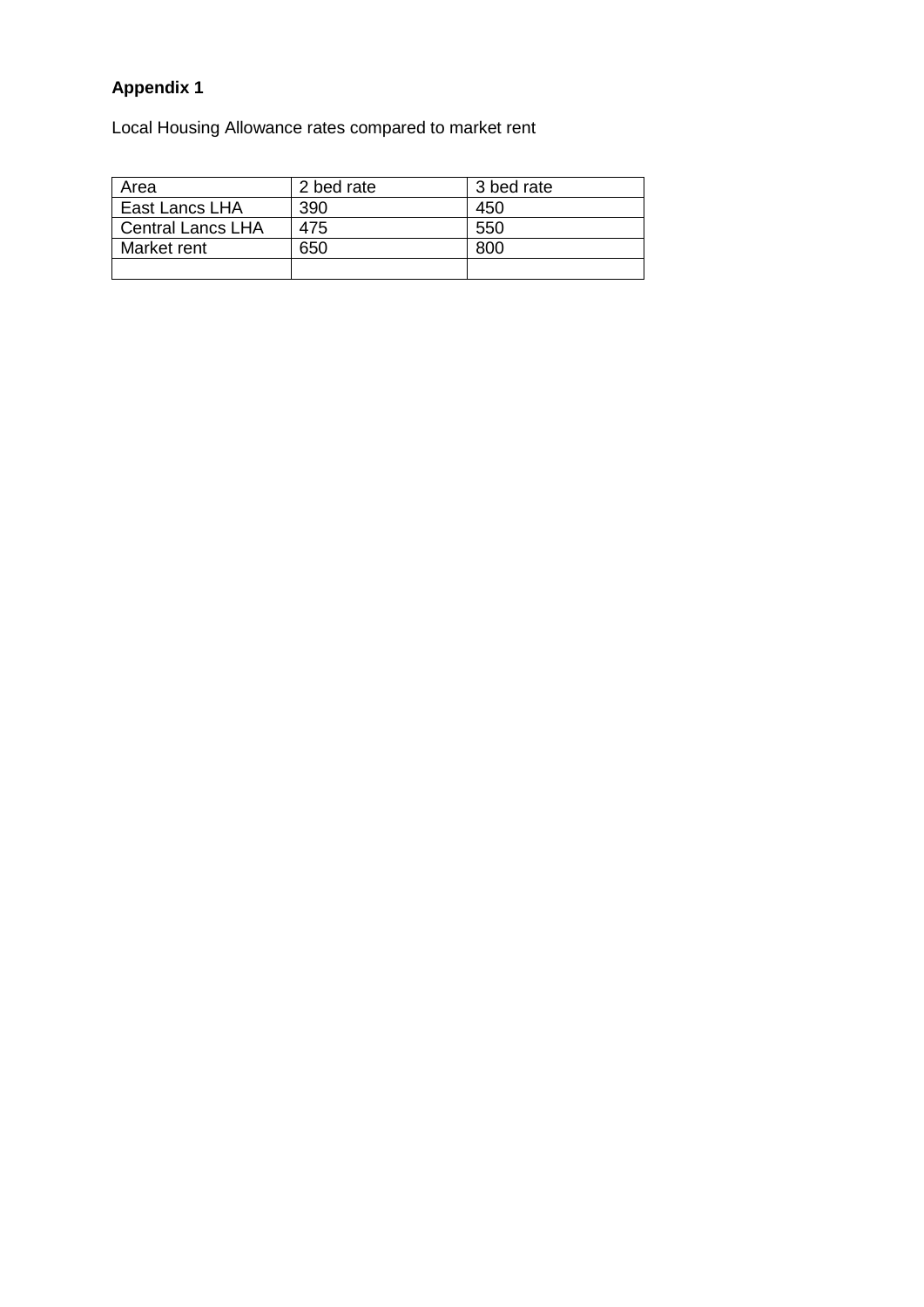**Appendix 1**

Local Housing Allowance rates compared to market rent

| Area | 2 bed rate | 3 bed rate |
|---|---|---|
| East Lancs LHA | 390 | 450 |
| Central Lancs LHA | 475 | 550 |
| Market rent | 650 | 800 |
| | | |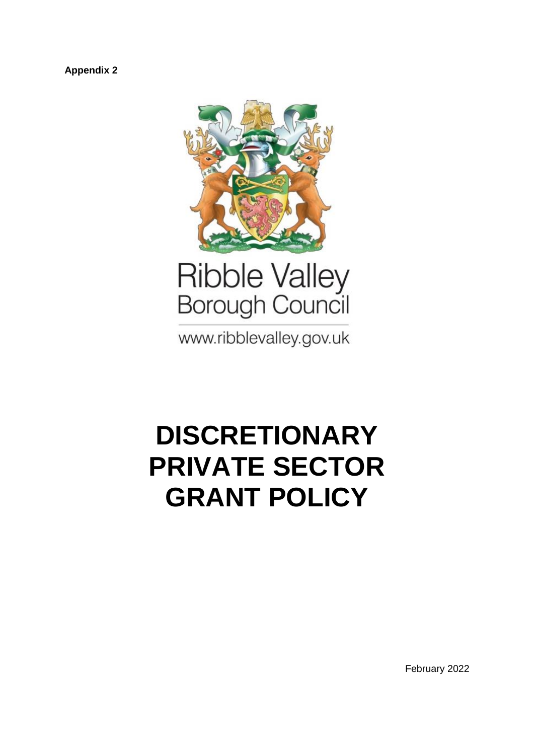**Appendix 2**

Ribble Valley Borough Council

www.ribblevalley.gov.uk

# DISCRETIONARY PRIVATE SECTOR GRANT POLICY

February 2022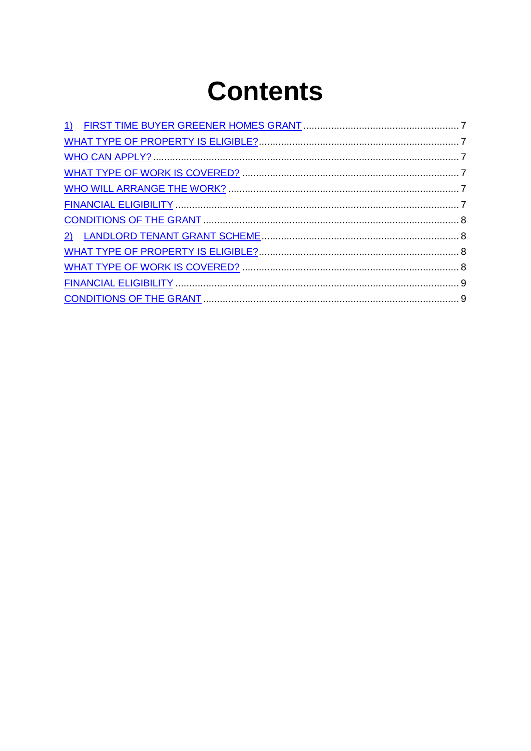# Contents

1) FIRST TIME BUYER GREENER HOMES GRANT ........................................................ 7
WHAT TYPE OF PROPERTY IS ELIGIBLE? ........................................................ 7
WHO CAN APPLY? ........................................................ 7
WHAT TYPE OF WORK IS COVERED? ........................................................ 7
WHO WILL ARRANGE THE WORK? ........................................................ 7
FINANCIAL ELIGIBILITY ........................................................ 7
CONDITIONS OF THE GRANT ........................................................ 8
2) LANDLORD TENANT GRANT SCHEME ........................................................ 8
WHAT TYPE OF PROPERTY IS ELIGIBLE? ........................................................ 8
WHAT TYPE OF WORK IS COVERED? ........................................................ 8
FINANCIAL ELIGIBILITY ........................................................ 9
CONDITIONS OF THE GRANT ........................................................ 9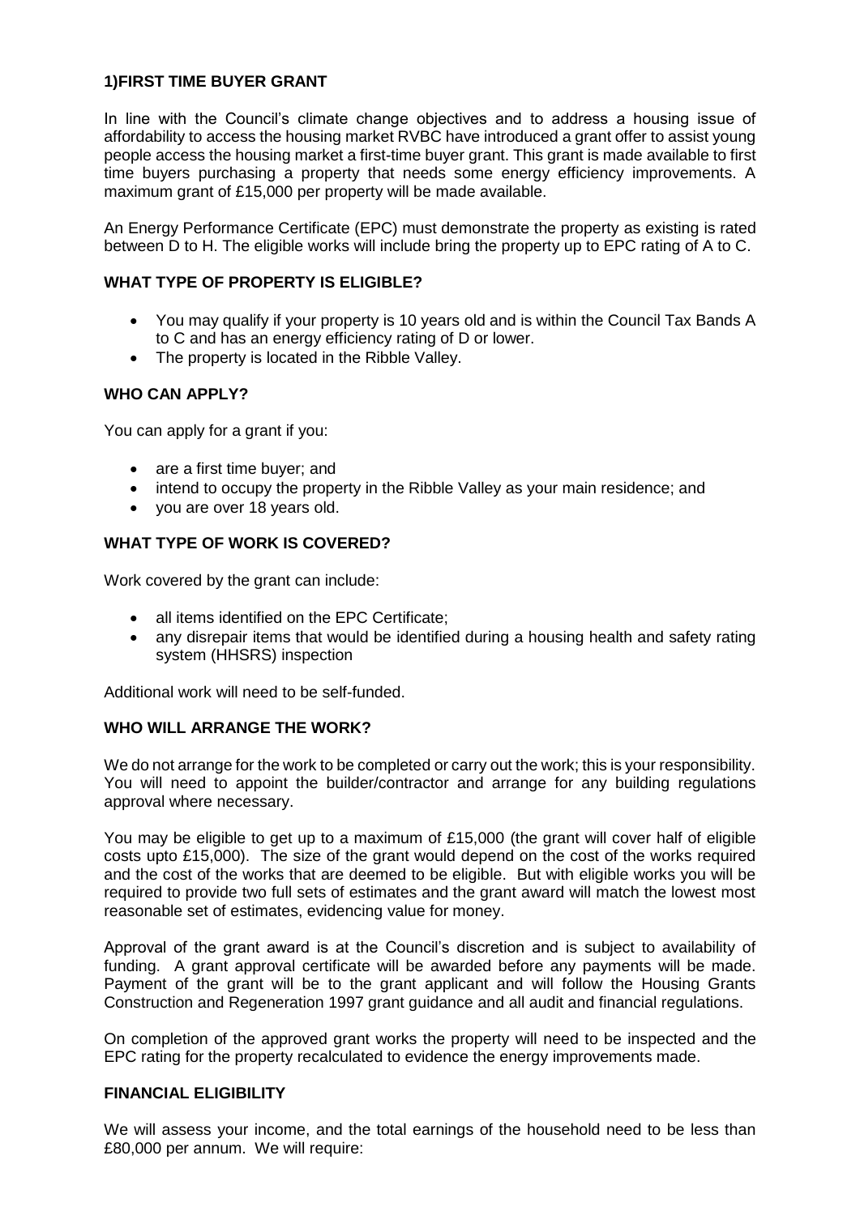## 1)FIRST TIME BUYER GRANT

In line with the Council's climate change objectives and to address a housing issue of affordability to access the housing market RVBC have introduced a grant offer to assist young people access the housing market a first-time buyer grant. This grant is made available to first time buyers purchasing a property that needs some energy efficiency improvements. A maximum grant of £15,000 per property will be made available.

An Energy Performance Certificate (EPC) must demonstrate the property as existing is rated between D to H. The eligible works will include bring the property up to EPC rating of A to C.

### WHAT TYPE OF PROPERTY IS ELIGIBLE?

- You may qualify if your property is 10 years old and is within the Council Tax Bands A to C and has an energy efficiency rating of D or lower.
- The property is located in the Ribble Valley.

### WHO CAN APPLY?

You can apply for a grant if you:

- are a first time buyer; and
- intend to occupy the property in the Ribble Valley as your main residence; and
- you are over 18 years old.

### WHAT TYPE OF WORK IS COVERED?

Work covered by the grant can include:

- all items identified on the EPC Certificate;
- any disrepair items that would be identified during a housing health and safety rating system (HHSRS) inspection

Additional work will need to be self-funded.

### WHO WILL ARRANGE THE WORK?

We do not arrange for the work to be completed or carry out the work; this is your responsibility. You will need to appoint the builder/contractor and arrange for any building regulations approval where necessary.

You may be eligible to get up to a maximum of £15,000 (the grant will cover half of eligible costs upto £15,000). The size of the grant would depend on the cost of the works required and the cost of the works that are deemed to be eligible. But with eligible works you will be required to provide two full sets of estimates and the grant award will match the lowest most reasonable set of estimates, evidencing value for money.

Approval of the grant award is at the Council's discretion and is subject to availability of funding. A grant approval certificate will be awarded before any payments will be made. Payment of the grant will be to the grant applicant and will follow the Housing Grants Construction and Regeneration 1997 grant guidance and all audit and financial regulations.

On completion of the approved grant works the property will need to be inspected and the EPC rating for the property recalculated to evidence the energy improvements made.

### FINANCIAL ELIGIBILITY

We will assess your income, and the total earnings of the household need to be less than £80,000 per annum. We will require: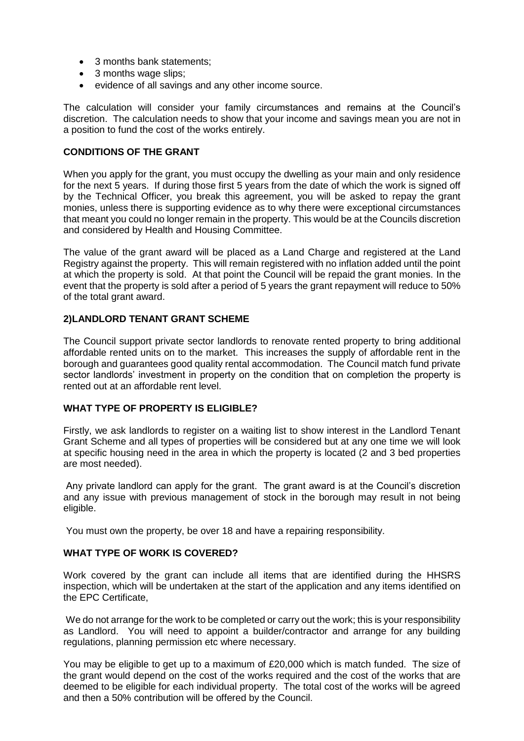- 3 months bank statements;
- 3 months wage slips;
- evidence of all savings and any other income source.

The calculation will consider your family circumstances and remains at the Council's discretion. The calculation needs to show that your income and savings mean you are not in a position to fund the cost of the works entirely.

**CONDITIONS OF THE GRANT**

When you apply for the grant, you must occupy the dwelling as your main and only residence for the next 5 years. If during those first 5 years from the date of which the work is signed off by the Technical Officer, you break this agreement, you will be asked to repay the grant monies, unless there is supporting evidence as to why there were exceptional circumstances that meant you could no longer remain in the property. This would be at the Councils discretion and considered by Health and Housing Committee.

The value of the grant award will be placed as a Land Charge and registered at the Land Registry against the property. This will remain registered with no inflation added until the point at which the property is sold. At that point the Council will be repaid the grant monies. In the event that the property is sold after a period of 5 years the grant repayment will reduce to 50% of the total grant award.

**2)LANDLORD TENANT GRANT SCHEME**

The Council support private sector landlords to renovate rented property to bring additional affordable rented units on to the market. This increases the supply of affordable rent in the borough and guarantees good quality rental accommodation. The Council match fund private sector landlords' investment in property on the condition that on completion the property is rented out at an affordable rent level.

**WHAT TYPE OF PROPERTY IS ELIGIBLE?**

Firstly, we ask landlords to register on a waiting list to show interest in the Landlord Tenant Grant Scheme and all types of properties will be considered but at any one time we will look at specific housing need in the area in which the property is located (2 and 3 bed properties are most needed).

Any private landlord can apply for the grant. The grant award is at the Council's discretion and any issue with previous management of stock in the borough may result in not being eligible.

You must own the property, be over 18 and have a repairing responsibility.

**WHAT TYPE OF WORK IS COVERED?**

Work covered by the grant can include all items that are identified during the HHSRS inspection, which will be undertaken at the start of the application and any items identified on the EPC Certificate,

We do not arrange for the work to be completed or carry out the work; this is your responsibility as Landlord. You will need to appoint a builder/contractor and arrange for any building regulations, planning permission etc where necessary.

You may be eligible to get up to a maximum of £20,000 which is match funded. The size of the grant would depend on the cost of the works required and the cost of the works that are deemed to be eligible for each individual property. The total cost of the works will be agreed and then a 50% contribution will be offered by the Council.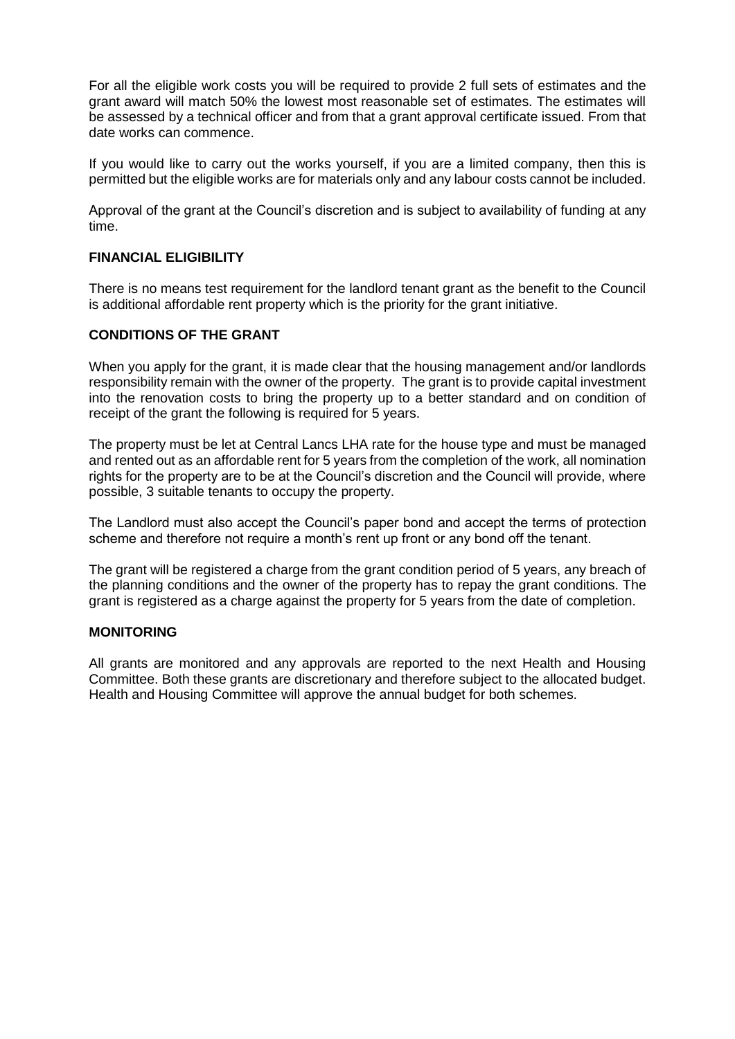For all the eligible work costs you will be required to provide 2 full sets of estimates and the grant award will match 50% the lowest most reasonable set of estimates. The estimates will be assessed by a technical officer and from that a grant approval certificate issued. From that date works can commence.

If you would like to carry out the works yourself, if you are a limited company, then this is permitted but the eligible works are for materials only and any labour costs cannot be included.

Approval of the grant at the Council's discretion and is subject to availability of funding at any time.

**FINANCIAL ELIGIBILITY**

There is no means test requirement for the landlord tenant grant as the benefit to the Council is additional affordable rent property which is the priority for the grant initiative.

**CONDITIONS OF THE GRANT**

When you apply for the grant, it is made clear that the housing management and/or landlords responsibility remain with the owner of the property. The grant is to provide capital investment into the renovation costs to bring the property up to a better standard and on condition of receipt of the grant the following is required for 5 years.

The property must be let at Central Lancs LHA rate for the house type and must be managed and rented out as an affordable rent for 5 years from the completion of the work, all nomination rights for the property are to be at the Council's discretion and the Council will provide, where possible, 3 suitable tenants to occupy the property.

The Landlord must also accept the Council's paper bond and accept the terms of protection scheme and therefore not require a month's rent up front or any bond off the tenant.

The grant will be registered a charge from the grant condition period of 5 years, any breach of the planning conditions and the owner of the property has to repay the grant conditions. The grant is registered as a charge against the property for 5 years from the date of completion.

**MONITORING**

All grants are monitored and any approvals are reported to the next Health and Housing Committee. Both these grants are discretionary and therefore subject to the allocated budget. Health and Housing Committee will approve the annual budget for both schemes.